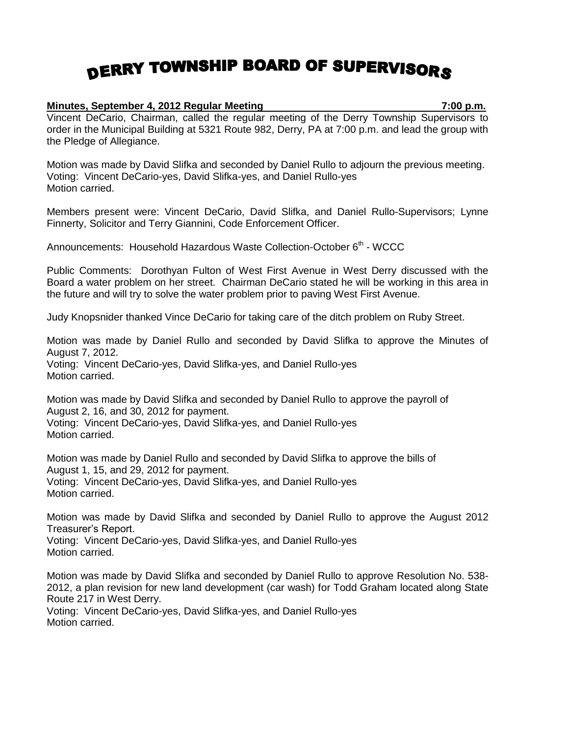# DERRY TOWNSHIP BOARD OF SUPERVISORS

**Minutes, September 4, 2012 Regular Meeting 7:00 p.m.**

Vincent DeCario, Chairman, called the regular meeting of the Derry Township Supervisors to order in the Municipal Building at 5321 Route 982, Derry, PA at 7:00 p.m. and lead the group with the Pledge of Allegiance.

Motion was made by David Slifka and seconded by Daniel Rullo to adjourn the previous meeting.
Voting: Vincent DeCario-yes, David Slifka-yes, and Daniel Rullo-yes
Motion carried.

Members present were: Vincent DeCario, David Slifka, and Daniel Rullo-Supervisors; Lynne Finnerty, Solicitor and Terry Giannini, Code Enforcement Officer.

Announcements: Household Hazardous Waste Collection-October 6th - WCCC

Public Comments: Dorothyan Fulton of West First Avenue in West Derry discussed with the Board a water problem on her street. Chairman DeCario stated he will be working in this area in the future and will try to solve the water problem prior to paving West First Avenue.

Judy Knopsnider thanked Vince DeCario for taking care of the ditch problem on Ruby Street.

Motion was made by Daniel Rullo and seconded by David Slifka to approve the Minutes of August 7, 2012.
Voting: Vincent DeCario-yes, David Slifka-yes, and Daniel Rullo-yes
Motion carried.

Motion was made by David Slifka and seconded by Daniel Rullo to approve the payroll of August 2, 16, and 30, 2012 for payment.
Voting: Vincent DeCario-yes, David Slifka-yes, and Daniel Rullo-yes
Motion carried.

Motion was made by Daniel Rullo and seconded by David Slifka to approve the bills of August 1, 15, and 29, 2012 for payment.
Voting: Vincent DeCario-yes, David Slifka-yes, and Daniel Rullo-yes
Motion carried.

Motion was made by David Slifka and seconded by Daniel Rullo to approve the August 2012 Treasurer's Report.
Voting: Vincent DeCario-yes, David Slifka-yes, and Daniel Rullo-yes
Motion carried.

Motion was made by David Slifka and seconded by Daniel Rullo to approve Resolution No. 538-2012, a plan revision for new land development (car wash) for Todd Graham located along State Route 217 in West Derry.
Voting: Vincent DeCario-yes, David Slifka-yes, and Daniel Rullo-yes
Motion carried.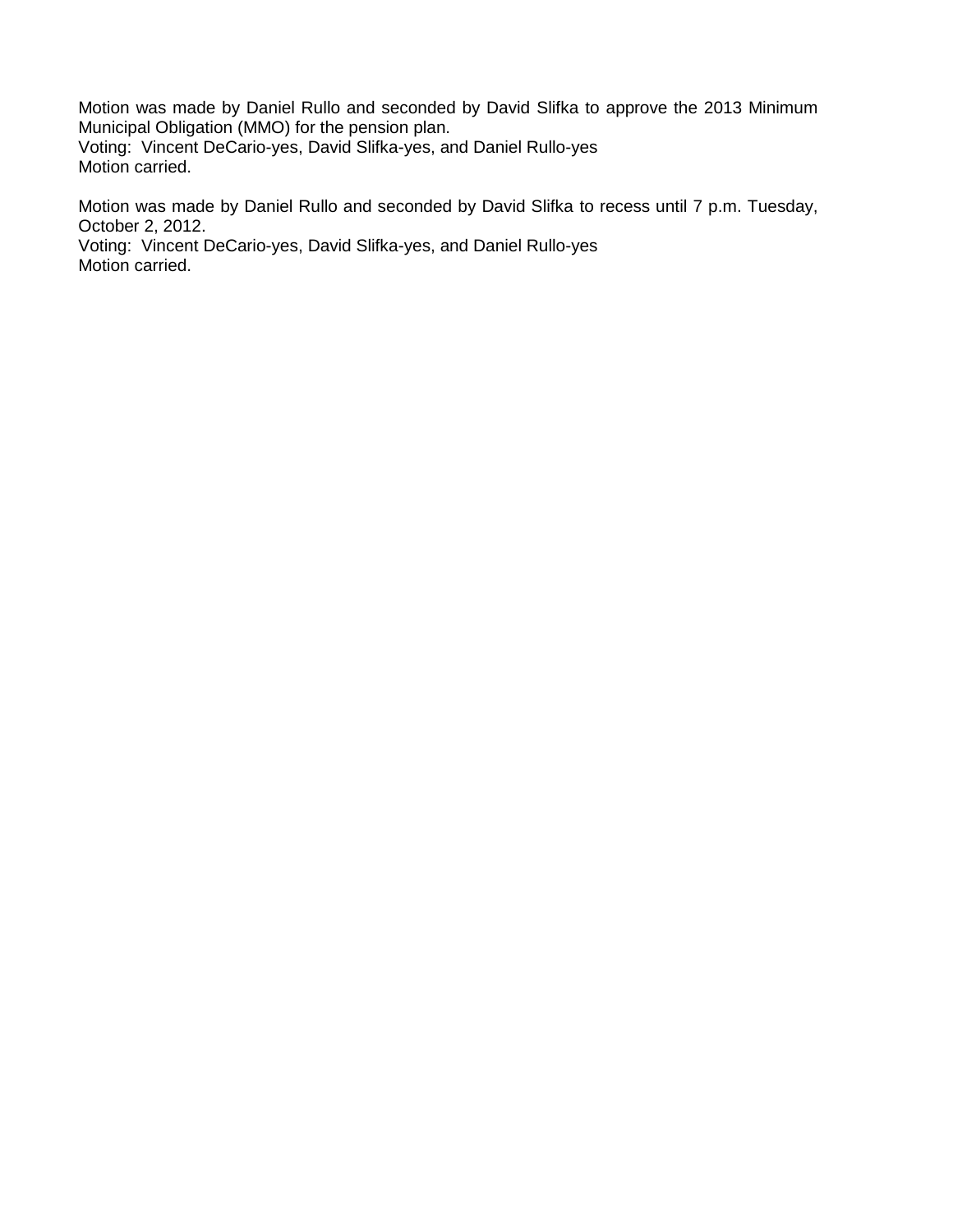Motion was made by Daniel Rullo and seconded by David Slifka to approve the 2013 Minimum Municipal Obligation (MMO) for the pension plan.
Voting: Vincent DeCario-yes, David Slifka-yes, and Daniel Rullo-yes
Motion carried.

Motion was made by Daniel Rullo and seconded by David Slifka to recess until 7 p.m. Tuesday, October 2, 2012.
Voting: Vincent DeCario-yes, David Slifka-yes, and Daniel Rullo-yes
Motion carried.